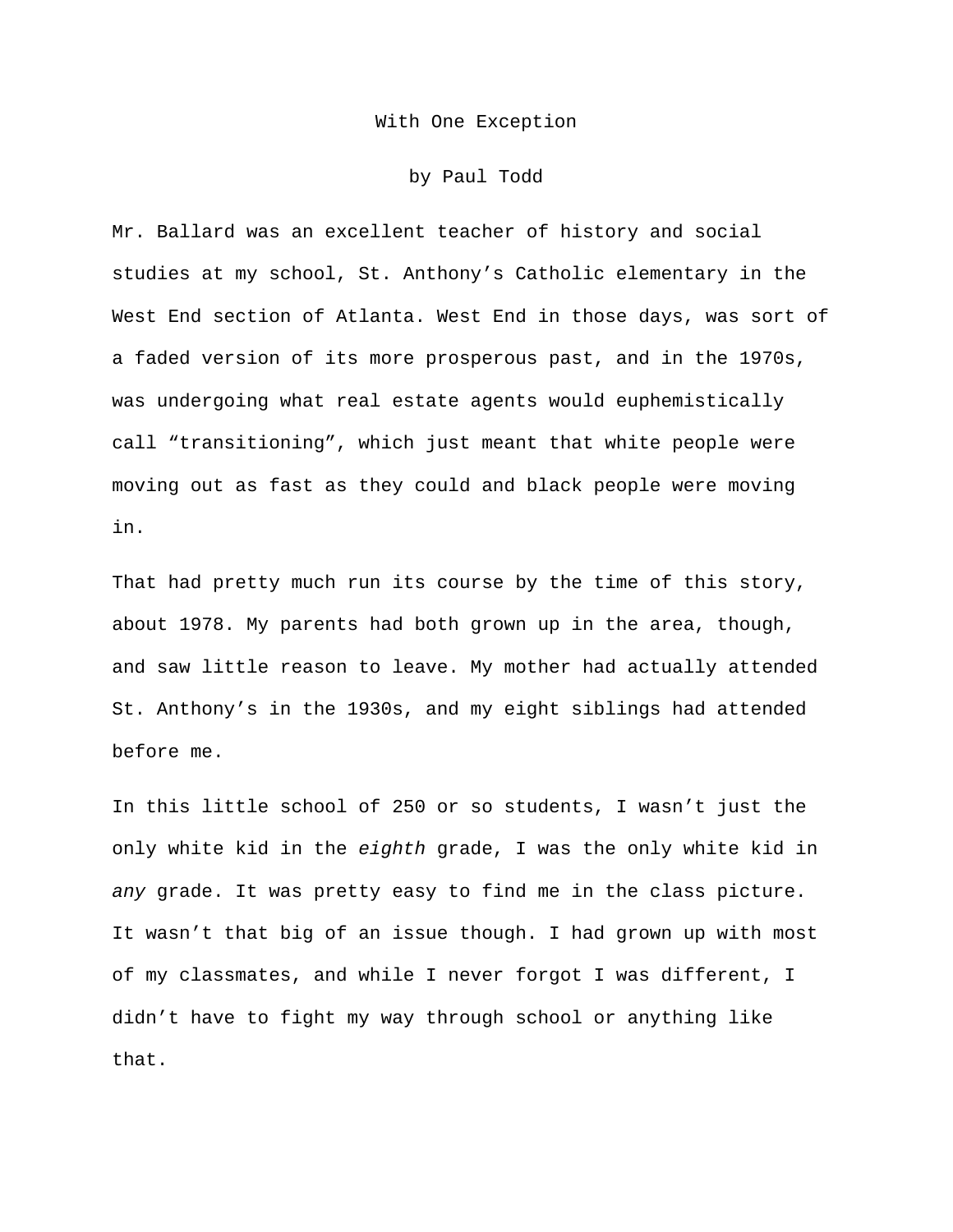# With One Exception

by Paul Todd

Mr. Ballard was an excellent teacher of history and social studies at my school, St. Anthony's Catholic elementary in the West End section of Atlanta. West End in those days, was sort of a faded version of its more prosperous past, and in the 1970s, was undergoing what real estate agents would euphemistically call "transitioning", which just meant that white people were moving out as fast as they could and black people were moving in.

That had pretty much run its course by the time of this story, about 1978. My parents had both grown up in the area, though, and saw little reason to leave. My mother had actually attended St. Anthony's in the 1930s, and my eight siblings had attended before me.

In this little school of 250 or so students, I wasn't just the only white kid in the *eighth* grade, I was the only white kid in *any* grade. It was pretty easy to find me in the class picture. It wasn't that big of an issue though. I had grown up with most of my classmates, and while I never forgot I was different, I didn't have to fight my way through school or anything like that.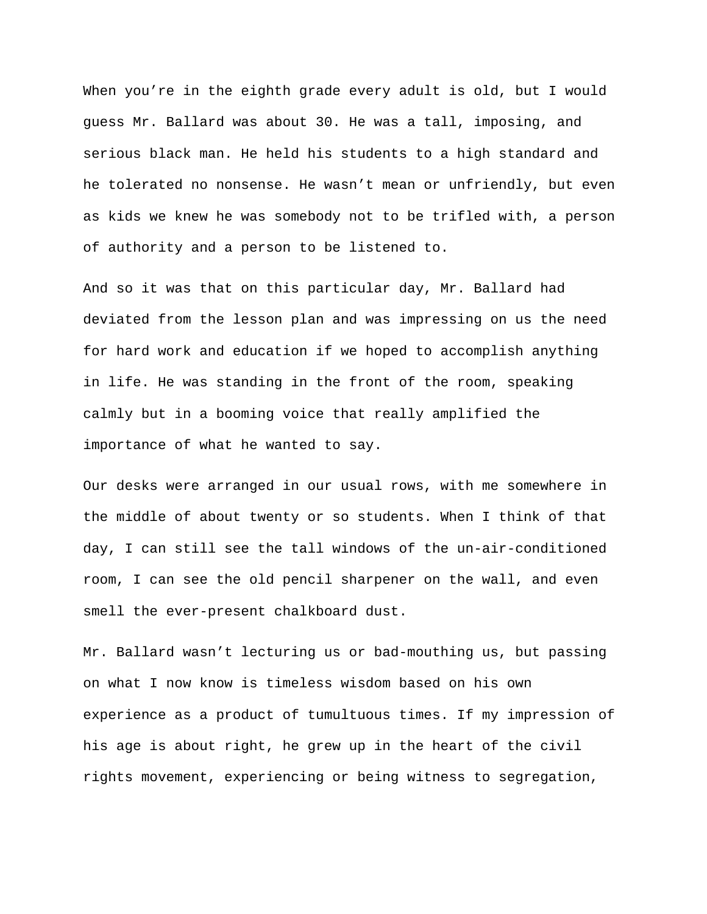When you're in the eighth grade every adult is old, but I would guess Mr. Ballard was about 30. He was a tall, imposing, and serious black man. He held his students to a high standard and he tolerated no nonsense. He wasn't mean or unfriendly, but even as kids we knew he was somebody not to be trifled with, a person of authority and a person to be listened to.

And so it was that on this particular day, Mr. Ballard had deviated from the lesson plan and was impressing on us the need for hard work and education if we hoped to accomplish anything in life. He was standing in the front of the room, speaking calmly but in a booming voice that really amplified the importance of what he wanted to say.

Our desks were arranged in our usual rows, with me somewhere in the middle of about twenty or so students. When I think of that day, I can still see the tall windows of the un-air-conditioned room, I can see the old pencil sharpener on the wall, and even smell the ever-present chalkboard dust.

Mr. Ballard wasn't lecturing us or bad-mouthing us, but passing on what I now know is timeless wisdom based on his own experience as a product of tumultuous times. If my impression of his age is about right, he grew up in the heart of the civil rights movement, experiencing or being witness to segregation,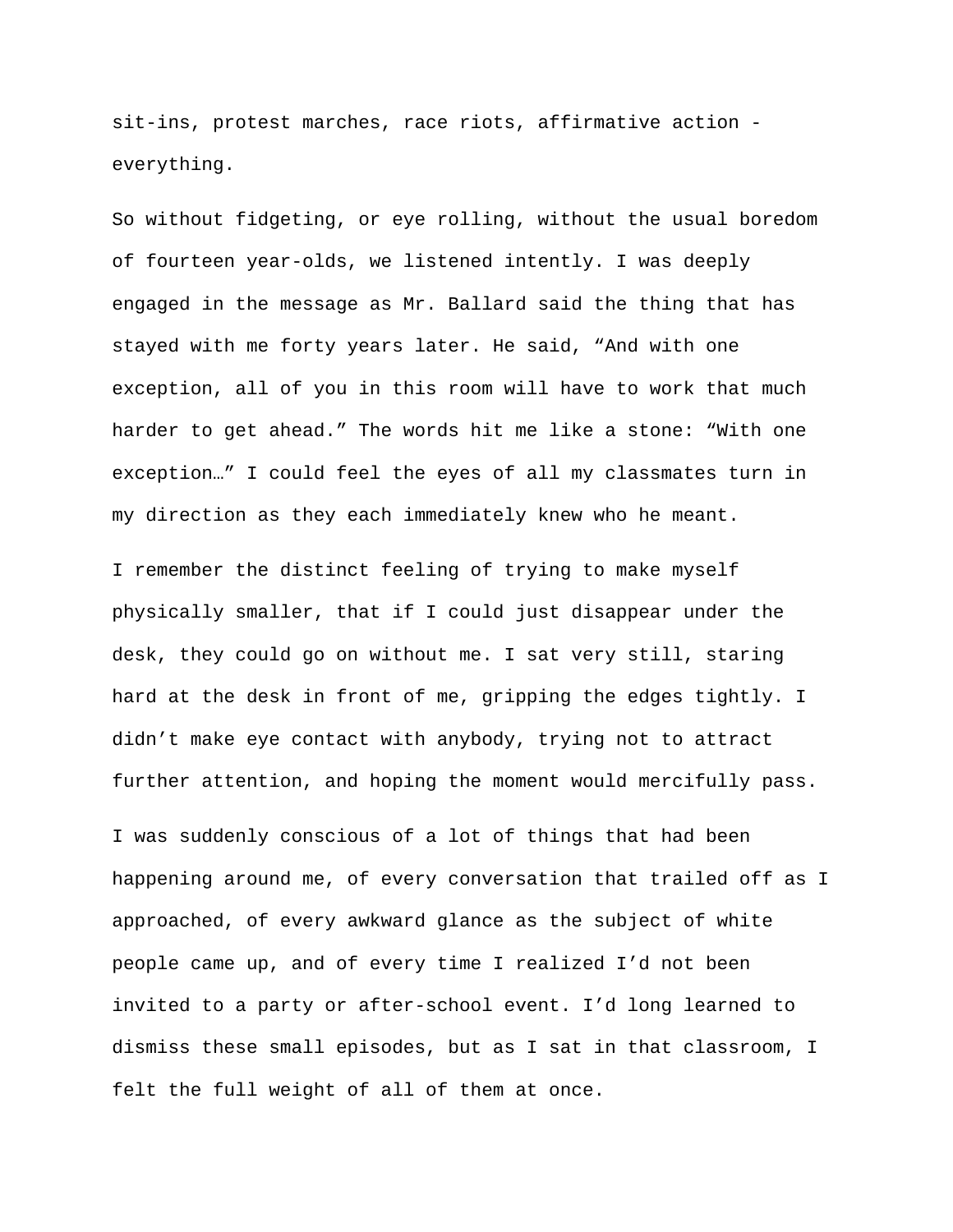sit-ins, protest marches, race riots, affirmative action - everything.

So without fidgeting, or eye rolling, without the usual boredom of fourteen year-olds, we listened intently. I was deeply engaged in the message as Mr. Ballard said the thing that has stayed with me forty years later. He said, “And with one exception, all of you in this room will have to work that much harder to get ahead.” The words hit me like a stone: “With one exception…” I could feel the eyes of all my classmates turn in my direction as they each immediately knew who he meant.

I remember the distinct feeling of trying to make myself physically smaller, that if I could just disappear under the desk, they could go on without me. I sat very still, staring hard at the desk in front of me, gripping the edges tightly. I didn’t make eye contact with anybody, trying not to attract further attention, and hoping the moment would mercifully pass.

I was suddenly conscious of a lot of things that had been happening around me, of every conversation that trailed off as I approached, of every awkward glance as the subject of white people came up, and of every time I realized I’d not been invited to a party or after-school event. I’d long learned to dismiss these small episodes, but as I sat in that classroom, I felt the full weight of all of them at once.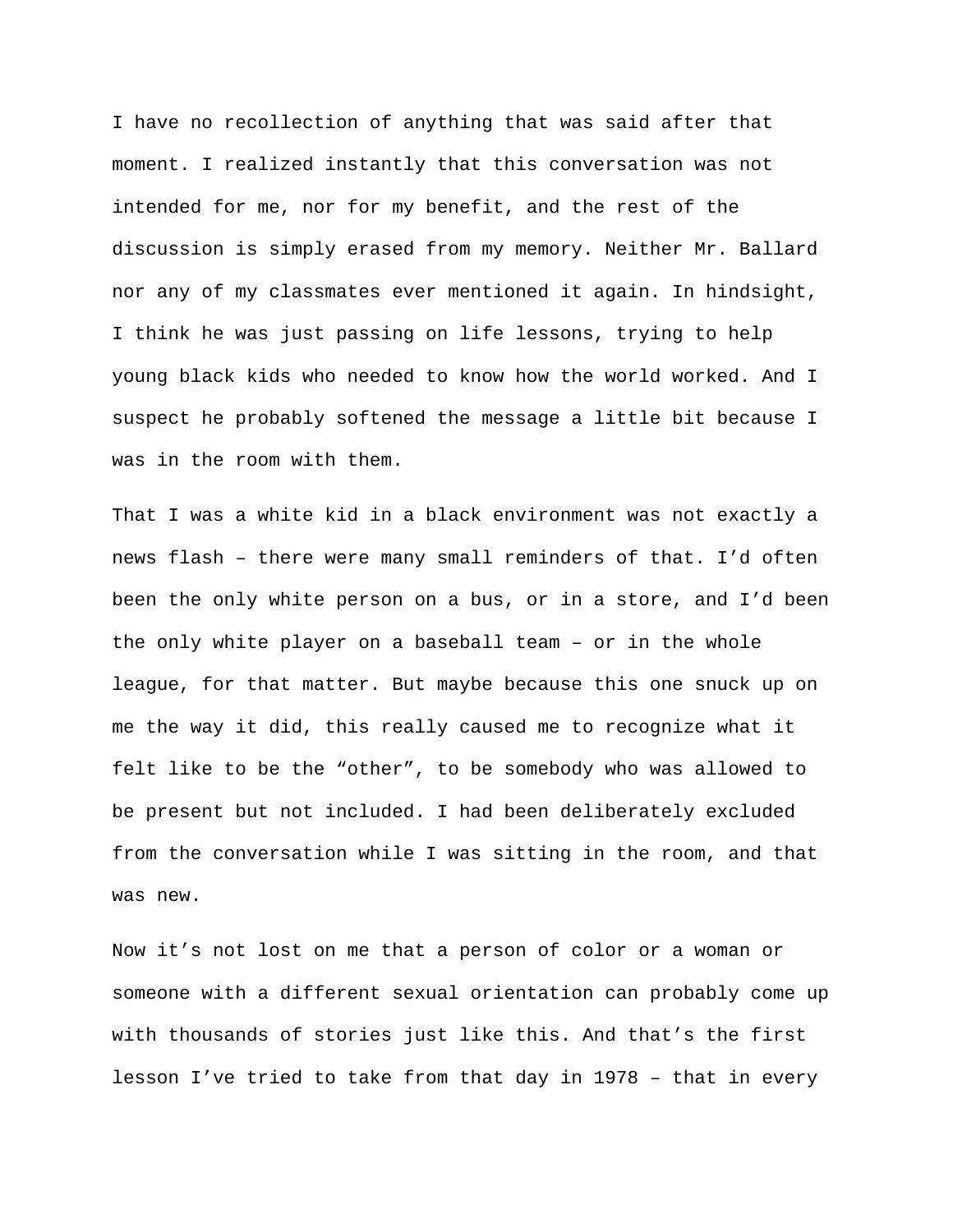I have no recollection of anything that was said after that moment. I realized instantly that this conversation was not intended for me, nor for my benefit, and the rest of the discussion is simply erased from my memory. Neither Mr. Ballard nor any of my classmates ever mentioned it again. In hindsight, I think he was just passing on life lessons, trying to help young black kids who needed to know how the world worked. And I suspect he probably softened the message a little bit because I was in the room with them.

That I was a white kid in a black environment was not exactly a news flash – there were many small reminders of that. I'd often been the only white person on a bus, or in a store, and I'd been the only white player on a baseball team – or in the whole league, for that matter. But maybe because this one snuck up on me the way it did, this really caused me to recognize what it felt like to be the "other", to be somebody who was allowed to be present but not included. I had been deliberately excluded from the conversation while I was sitting in the room, and that was new.

Now it's not lost on me that a person of color or a woman or someone with a different sexual orientation can probably come up with thousands of stories just like this. And that's the first lesson I've tried to take from that day in 1978 – that in every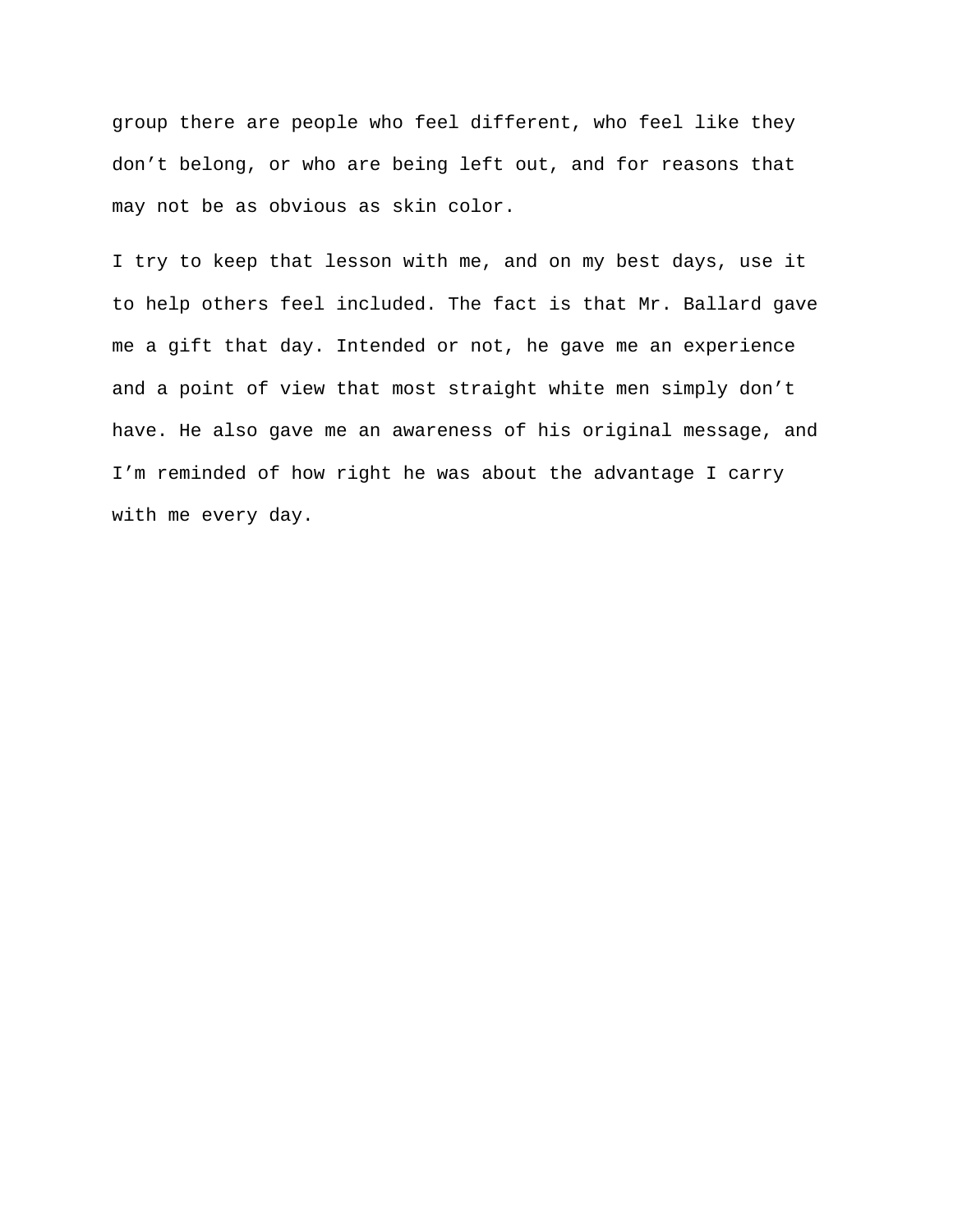group there are people who feel different, who feel like they don’t belong, or who are being left out, and for reasons that may not be as obvious as skin color.

I try to keep that lesson with me, and on my best days, use it to help others feel included. The fact is that Mr. Ballard gave me a gift that day. Intended or not, he gave me an experience and a point of view that most straight white men simply don’t have. He also gave me an awareness of his original message, and I’m reminded of how right he was about the advantage I carry with me every day.